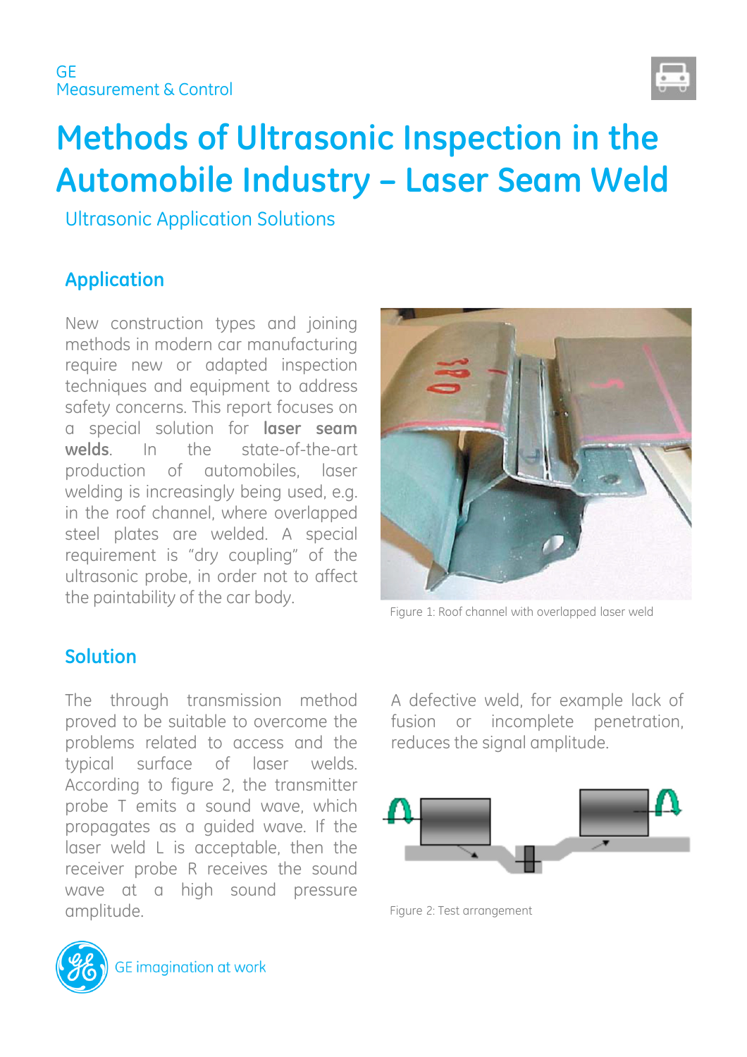GE
Measurement & Control

# Methods of Ultrasonic Inspection in the Automobile Industry – Laser Seam Weld

Ultrasonic Application Solutions

## Application

New construction types and joining methods in modern car manufacturing require new or adapted inspection techniques and equipment to address safety concerns. This report focuses on a special solution for **laser seam welds**. In the state-of-the-art production of automobiles, laser welding is increasingly being used, e.g. in the roof channel, where overlapped steel plates are welded. A special requirement is "dry coupling" of the ultrasonic probe, in order not to affect the paintability of the car body.

Figure 1: Roof channel with overlapped laser weld

## Solution

The through transmission method proved to be suitable to overcome the problems related to access and the typical surface of laser welds. According to figure 2, the transmitter probe T emits a sound wave, which propagates as a guided wave. If the laser weld L is acceptable, then the receiver probe R receives the sound wave at a high sound pressure amplitude.

A defective weld, for example lack of fusion or incomplete penetration, reduces the signal amplitude.

Figure 2: Test arrangement

GE imagination at work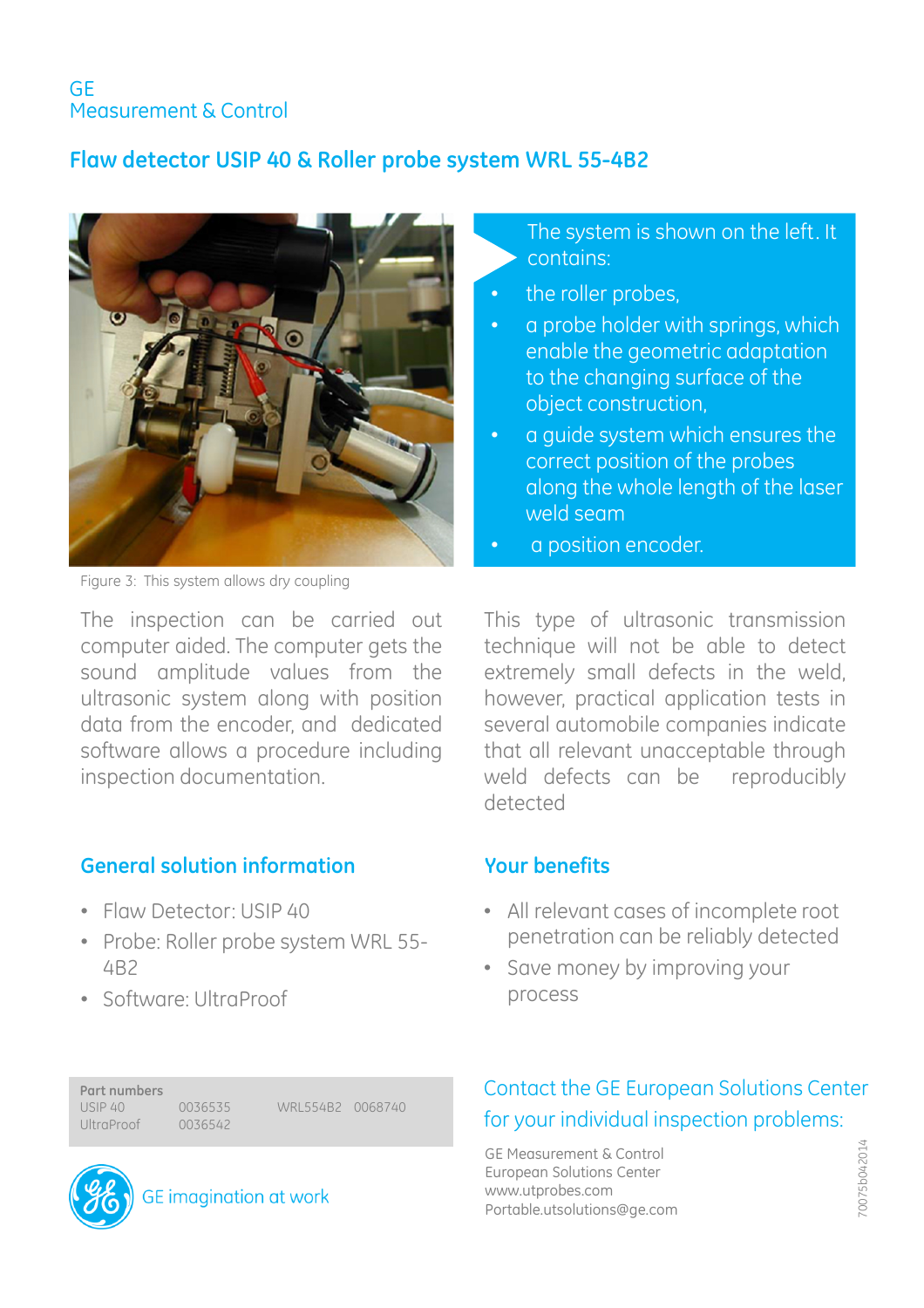GE
Measurement & Control

# Flaw detector USIP 40 & Roller probe system WRL 55-4B2

Figure 3: This system allows dry coupling

The system is shown on the left. It contains:

- the roller probes,
- a probe holder with springs, which enable the geometric adaptation to the changing surface of the object construction,
- a guide system which ensures the correct position of the probes along the whole length of the laser weld seam
- a position encoder.

The inspection can be carried out computer aided. The computer gets the sound amplitude values from the ultrasonic system along with position data from the encoder, and dedicated software allows a procedure including inspection documentation.

This type of ultrasonic transmission technique will not be able to detect extremely small defects in the weld, however, practical application tests in several automobile companies indicate that all relevant unacceptable through weld defects can be reproducibly detected

## General solution information

- Flaw Detector: USIP 40
- Probe: Roller probe system WRL 55-4B2
- Software: UltraProof

## Your benefits

- All relevant cases of incomplete root penetration can be reliably detected
- Save money by improving your process

**Part numbers**

| | | | |
|---|---|---|---|
| USIP 40 | 0036535 | WRL554B2 | 0068740 |
| UltraProof | 0036542 | | |

GE imagination at work

Contact the GE European Solutions Center for your individual inspection problems:

GE Measurement & Control
European Solutions Center
www.utprobes.com
Portable.utsolutions@ge.com

70075b042014